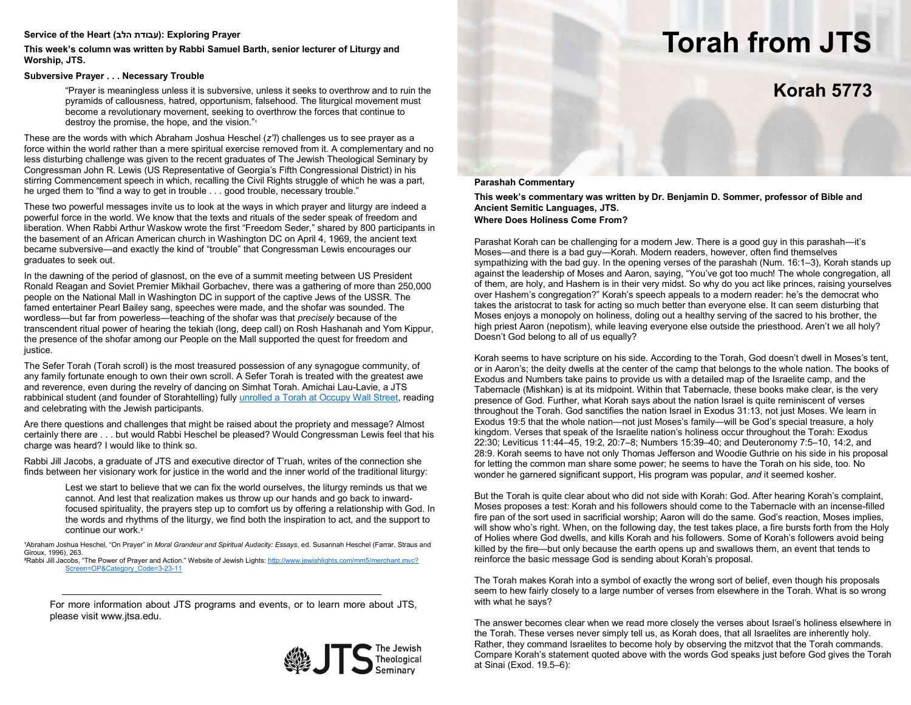# Torah from JTS

## Korah 5773

**Parashah Commentary**

**This week's commentary was written by Dr. Benjamin D. Sommer, professor of Bible and Ancient Semitic Languages, JTS.**

**Where Does Holiness Come From?**

Parashat Korah can be challenging for a modern Jew. There is a good guy in this parashah—it's Moses—and there is a bad guy—Korah. Modern readers, however, often find themselves sympathizing with the bad guy. In the opening verses of the parashah (Num. 16:1–3), Korah stands up against the leadership of Moses and Aaron, saying, "You've got too much! The whole congregation, all of them, are holy, and Hashem is in their very midst. So why do you act like princes, raising yourselves over Hashem's congregation?" Korah's speech appeals to a modern reader: he's the democrat who takes the aristocrat to task for acting so much better than everyone else. It can seem disturbing that Moses enjoys a monopoly on holiness, doling out a healthy serving of the sacred to his brother, the high priest Aaron (nepotism), while leaving everyone else outside the priesthood. Aren't we all holy? Doesn't God belong to all of us equally?

Korah seems to have scripture on his side. According to the Torah, God doesn't dwell in Moses's tent, or in Aaron's; the deity dwells at the center of the camp that belongs to the whole nation. The books of Exodus and Numbers take pains to provide us with a detailed map of the Israelite camp, and the Tabernacle (Mishkan) is at its midpoint. Within that Tabernacle, these books make clear, is the very presence of God. Further, what Korah says about the nation Israel is quite reminiscent of verses throughout the Torah. God sanctifies the nation Israel in Exodus 31:13, not just Moses. We learn in Exodus 19:5 that the whole nation—not just Moses's family—will be God's special treasure, a holy kingdom. Verses that speak of the Israelite nation's holiness occur throughout the Torah: Exodus 22:30; Leviticus 11:44–45, 19:2, 20:7–8; Numbers 15:39–40; and Deuteronomy 7:5–10, 14:2, and 28:9. Korah seems to have not only Thomas Jefferson and Woodie Guthrie on his side in his proposal for letting the common man share some power; he seems to have the Torah on his side, too. No wonder he garnered significant support, His program was popular, *and* it seemed kosher.

But the Torah is quite clear about who did not side with Korah: God. After hearing Korah's complaint, Moses proposes a test: Korah and his followers should come to the Tabernacle with an incense-filled fire pan of the sort used in sacrificial worship; Aaron will do the same. God's reaction, Moses implies, will show who's right. When, on the following day, the test takes place, a fire bursts forth from the Holy of Holies where God dwells, and kills Korah and his followers. Some of Korah's followers avoid being killed by the fire—but only because the earth opens up and swallows them, an event that tends to reinforce the basic message God is sending about Korah's proposal.

The Torah makes Korah into a symbol of exactly the wrong sort of belief, even though his proposals seem to hew fairly closely to a large number of verses from elsewhere in the Torah. What is so wrong with what he says?

The answer becomes clear when we read more closely the verses about Israel's holiness elsewhere in the Torah. These verses never simply tell us, as Korah does, that all Israelites are inherently holy. Rather, they command Israelites to become holy by observing the mitzvot that the Torah commands. Compare Korah's statement quoted above with the words God speaks just before God gives the Torah at Sinai (Exod. 19.5–6):

**Service of the Heart (עבודת הלב): Exploring Prayer**

**This week's column was written by Rabbi Samuel Barth, senior lecturer of Liturgy and Worship, JTS.**

**Subversive Prayer . . . Necessary Trouble**

> "Prayer is meaningless unless it is subversive, unless it seeks to overthrow and to ruin the pyramids of callousness, hatred, opportunism, falsehood. The liturgical movement must become a revolutionary movement, seeking to overthrow the forces that continue to destroy the promise, the hope, and the vision."[1]

These are the words with which Abraham Joshua Heschel (*z"l*) challenges us to see prayer as a force within the world rather than a mere spiritual exercise removed from it. A complementary and no less disturbing challenge was given to the recent graduates of The Jewish Theological Seminary by Congressman John R. Lewis (US Representative of Georgia's Fifth Congressional District) in his stirring Commencement speech in which, recalling the Civil Rights struggle of which he was a part, he urged them to "find a way to get in trouble . . . good trouble, necessary trouble."

These two powerful messages invite us to look at the ways in which prayer and liturgy are indeed a powerful force in the world. We know that the texts and rituals of the seder speak of freedom and liberation. When Rabbi Arthur Waskow wrote the first "Freedom Seder," shared by 800 participants in the basement of an African American church in Washington DC on April 4, 1969, the ancient text became subversive—and exactly the kind of "trouble" that Congressman Lewis encourages our graduates to seek out.

In the dawning of the period of glasnost, on the eve of a summit meeting between US President Ronald Reagan and Soviet Premier Mikhail Gorbachev, there was a gathering of more than 250,000 people on the National Mall in Washington DC in support of the captive Jews of the USSR. The famed entertainer Pearl Bailey sang, speeches were made, and the shofar was sounded. The wordless—but far from powerless—teaching of the shofar was that *precisely* because of the transcendent ritual power of hearing the tekiah (long, deep call) on Rosh Hashanah and Yom Kippur, the presence of the shofar among our People on the Mall supported the quest for freedom and justice.

The Sefer Torah (Torah scroll) is the most treasured possession of any synagogue community, of any family fortunate enough to own their own scroll. A Sefer Torah is treated with the greatest awe and reverence, even during the revelry of dancing on Simhat Torah. Amichai Lau-Lavie, a JTS rabbinical student (and founder of Storahtelling) fully unrolled a Torah at Occupy Wall Street, reading and celebrating with the Jewish participants.

Are there questions and challenges that might be raised about the propriety and message? Almost certainly there are . . . but would Rabbi Heschel be pleased? Would Congressman Lewis feel that his charge was heard? I would like to think so.

Rabbi Jill Jacobs, a graduate of JTS and executive director of T'ruah, writes of the connection she finds between her visionary work for justice in the world and the inner world of the traditional liturgy:

> Lest we start to believe that we can fix the world ourselves, the liturgy reminds us that we cannot. And lest that realization makes us throw up our hands and go back to inward-focused spirituality, the prayers step up to comfort us by offering a relationship with God. In the words and rhythms of the liturgy, we find both the inspiration to act, and the support to continue our work.[2]

[1]Abraham Joshua Heschel, "On Prayer" in *Moral Grandeur and Spiritual Audacity: Essays*, ed. Susannah Heschel (Farrar, Straus and Giroux, 1996), 263.
[2]Rabbi Jill Jacobs, "The Power of Prayer and Action." Website of Jewish Lights: http://www.jewishlights.com/mm5/merchant.mvc?Screen=OP&Category_Code=3-23-11

---

For more information about JTS programs and events, or to learn more about JTS, please visit www.jtsa.edu.

JTS The Jewish Theological Seminary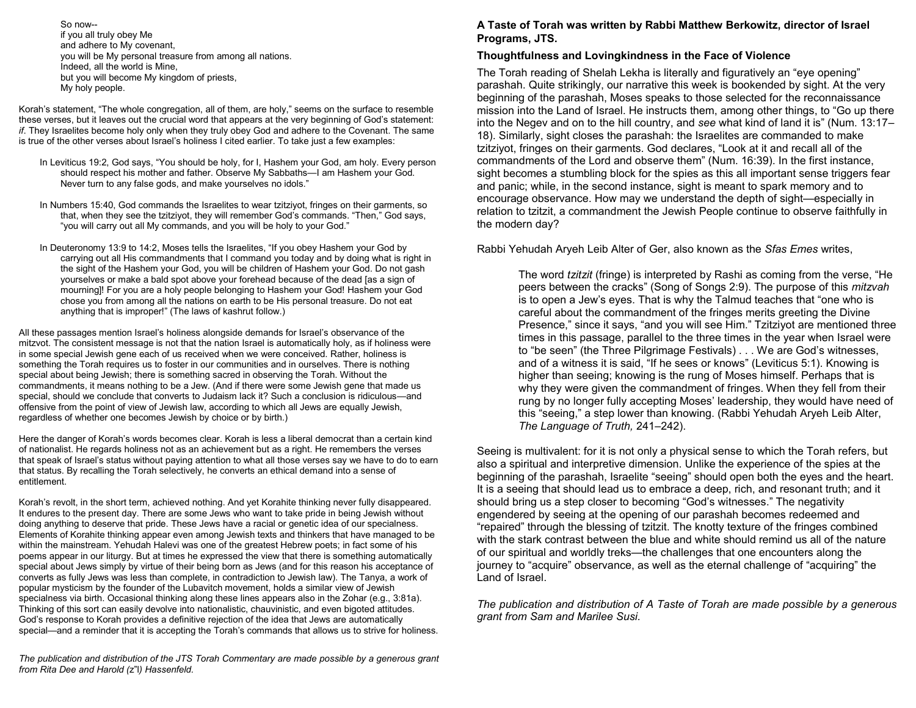> So now--
> if you all truly obey Me
> and adhere to My covenant,
> you will be My personal treasure from among all nations.
> Indeed, all the world is Mine,
> but you will become My kingdom of priests,
> My holy people.

Korah's statement, "The whole congregation, all of them, are holy," seems on the surface to resemble these verses, but it leaves out the crucial word that appears at the very beginning of God's statement: *if*. They Israelites become holy only when they truly obey God and adhere to the Covenant. The same is true of the other verses about Israel's holiness I cited earlier. To take just a few examples:

> In Leviticus 19:2, God says, "You should be holy, for I, Hashem your God, am holy. Every person should respect his mother and father. Observe My Sabbaths—I am Hashem your God. Never turn to any false gods, and make yourselves no idols."

> In Numbers 15:40, God commands the Israelites to wear tzitziyot, fringes on their garments, so that, when they see the tzitziyot, they will remember God's commands. "Then," God says, "you will carry out all My commands, and you will be holy to your God."

> In Deuteronomy 13:9 to 14:2, Moses tells the Israelites, "If you obey Hashem your God by carrying out all His commandments that I command you today and by doing what is right in the sight of the Hashem your God, you will be children of Hashem your God. Do not gash yourselves or make a bald spot above your forehead because of the dead [as a sign of mourning]! For you are a holy people belonging to Hashem your God! Hashem your God chose you from among all the nations on earth to be His personal treasure. Do not eat anything that is improper!" (The laws of kashrut follow.)

All these passages mention Israel's holiness alongside demands for Israel's observance of the mitzvot. The consistent message is not that the nation Israel is automatically holy, as if holiness were in some special Jewish gene each of us received when we were conceived. Rather, holiness is something the Torah requires us to foster in our communities and in ourselves. There is nothing special about being Jewish; there is something sacred in observing the Torah. Without the commandments, it means nothing to be a Jew. (And if there were some Jewish gene that made us special, should we conclude that converts to Judaism lack it? Such a conclusion is ridiculous—and offensive from the point of view of Jewish law, according to which all Jews are equally Jewish, regardless of whether one becomes Jewish by choice or by birth.)

Here the danger of Korah's words becomes clear. Korah is less a liberal democrat than a certain kind of nationalist. He regards holiness not as an achievement but as a right. He remembers the verses that speak of Israel's status without paying attention to what all those verses say we have to do to earn that status. By recalling the Torah selectively, he converts an ethical demand into a sense of entitlement.

Korah's revolt, in the short term, achieved nothing. And yet Korahite thinking never fully disappeared. It endures to the present day. There are some Jews who want to take pride in being Jewish without doing anything to deserve that pride. These Jews have a racial or genetic idea of our specialness. Elements of Korahite thinking appear even among Jewish texts and thinkers that have managed to be within the mainstream. Yehudah Halevi was one of the greatest Hebrew poets; in fact some of his poems appear in our liturgy. But at times he expressed the view that there is something automatically special about Jews simply by virtue of their being born as Jews (and for this reason his acceptance of converts as fully Jews was less than complete, in contradiction to Jewish law). The Tanya, a work of popular mysticism by the founder of the Lubavitch movement, holds a similar view of Jewish specialness via birth. Occasional thinking along these lines appears also in the Zohar (e.g., 3:81a). Thinking of this sort can easily devolve into nationalistic, chauvinistic, and even bigoted attitudes. God's response to Korah provides a definitive rejection of the idea that Jews are automatically special—and a reminder that it is accepting the Torah's commands that allows us to strive for holiness.

*The publication and distribution of the JTS Torah Commentary are made possible by a generous grant from Rita Dee and Harold (z"l) Hassenfeld.*

**A Taste of Torah was written by Rabbi Matthew Berkowitz, director of Israel Programs, JTS.**

### Thoughtfulness and Lovingkindness in the Face of Violence

The Torah reading of Shelah Lekha is literally and figuratively an "eye opening" parashah. Quite strikingly, our narrative this week is bookended by sight. At the very beginning of the parashah, Moses speaks to those selected for the reconnaissance mission into the Land of Israel. He instructs them, among other things, to "Go up there into the Negev and on to the hill country, and *see* what kind of land it is" (Num. 13:17–18). Similarly, sight closes the parashah: the Israelites are commanded to make tzitziyot, fringes on their garments. God declares, "Look at it and recall all of the commandments of the Lord and observe them" (Num. 16:39). In the first instance, sight becomes a stumbling block for the spies as this all important sense triggers fear and panic; while, in the second instance, sight is meant to spark memory and to encourage observance. How may we understand the depth of sight—especially in relation to tzitzit, a commandment the Jewish People continue to observe faithfully in the modern day?

Rabbi Yehudah Aryeh Leib Alter of Ger, also known as the *Sfas Emes* writes,

> The word *tzitzit* (fringe) is interpreted by Rashi as coming from the verse, "He peers between the cracks" (Song of Songs 2:9). The purpose of this *mitzvah* is to open a Jew's eyes. That is why the Talmud teaches that "one who is careful about the commandment of the fringes merits greeting the Divine Presence," since it says, "and you will see Him." Tzitziyot are mentioned three times in this passage, parallel to the three times in the year when Israel were to "be seen" (the Three Pilgrimage Festivals) . . . We are God's witnesses, and of a witness it is said, "If he sees or knows" (Leviticus 5:1). Knowing is higher than seeing; knowing is the rung of Moses himself. Perhaps that is why they were given the commandment of fringes. When they fell from their rung by no longer fully accepting Moses' leadership, they would have need of this "seeing," a step lower than knowing. (Rabbi Yehudah Aryeh Leib Alter, *The Language of Truth,* 241–242).

Seeing is multivalent: for it is not only a physical sense to which the Torah refers, but also a spiritual and interpretive dimension. Unlike the experience of the spies at the beginning of the parashah, Israelite "seeing" should open both the eyes and the heart. It is a seeing that should lead us to embrace a deep, rich, and resonant truth; and it should bring us a step closer to becoming "God's witnesses." The negativity engendered by seeing at the opening of our parashah becomes redeemed and "repaired" through the blessing of tzitzit. The knotty texture of the fringes combined with the stark contrast between the blue and white should remind us all of the nature of our spiritual and worldly treks—the challenges that one encounters along the journey to "acquire" observance, as well as the eternal challenge of "acquiring" the Land of Israel.

*The publication and distribution of A Taste of Torah are made possible by a generous grant from Sam and Marilee Susi.*